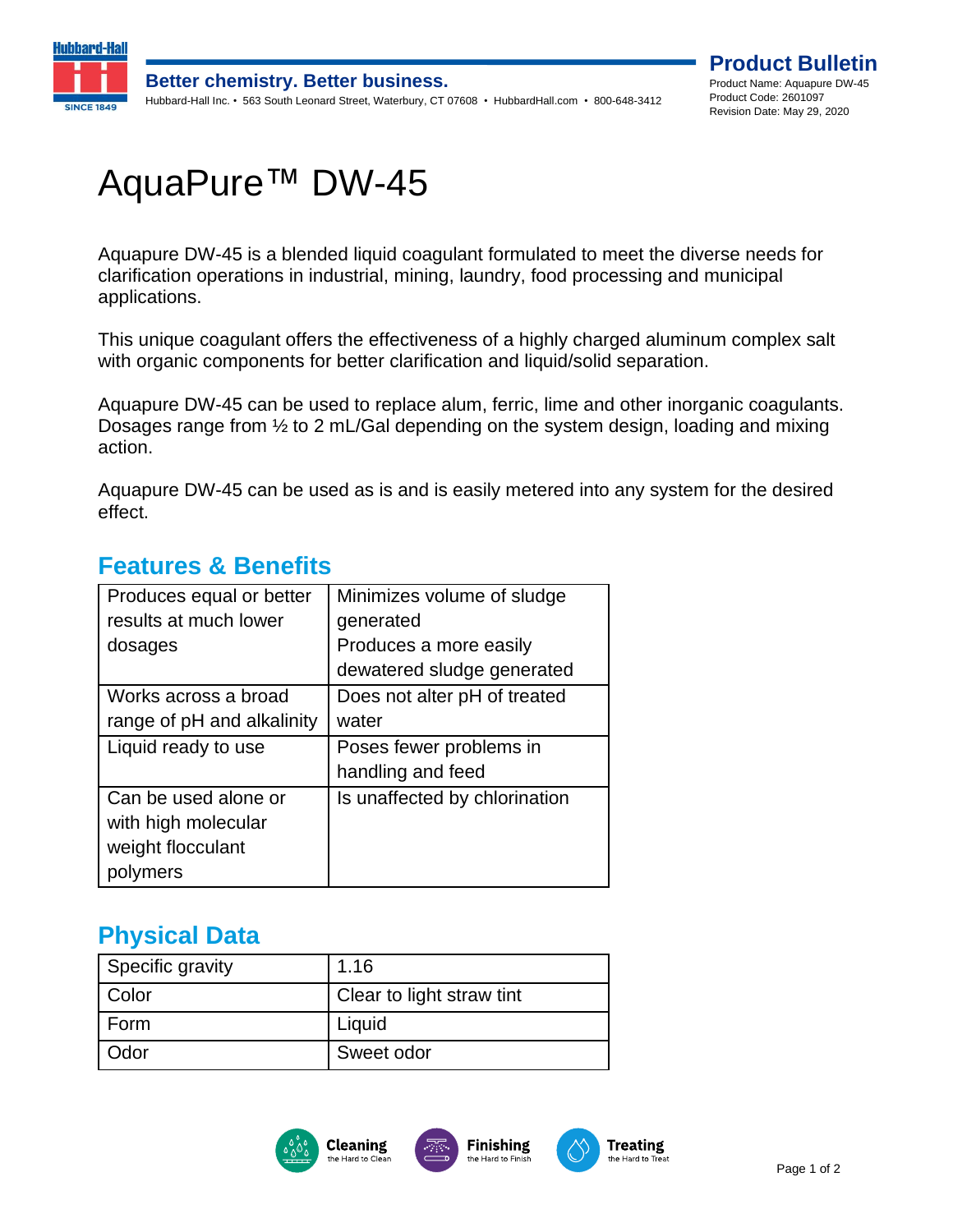**Product Bulletin**
Product Name: Aquapure DW-45
Product Code: 2601097
Revision Date: May 29, 2020

# AquaPure™ DW-45

Aquapure DW-45 is a blended liquid coagulant formulated to meet the diverse needs for clarification operations in industrial, mining, laundry, food processing and municipal applications.

This unique coagulant offers the effectiveness of a highly charged aluminum complex salt with organic components for better clarification and liquid/solid separation.

Aquapure DW-45 can be used to replace alum, ferric, lime and other inorganic coagulants. Dosages range from ½ to 2 mL/Gal depending on the system design, loading and mixing action.

Aquapure DW-45 can be used as is and is easily metered into any system for the desired effect.

## Features & Benefits

| | |
|---|---|
| Produces equal or better results at much lower dosages | Minimizes volume of sludge generated<br>Produces a more easily dewatered sludge generated |
| Works across a broad range of pH and alkalinity | Does not alter pH of treated water |
| Liquid ready to use | Poses fewer problems in handling and feed |
| Can be used alone or with high molecular weight flocculant polymers | Is unaffected by chlorination |

## Physical Data

| | |
|---|---|
| Specific gravity | 1.16 |
| Color | Clear to light straw tint |
| Form | Liquid |
| Odor | Sweet odor |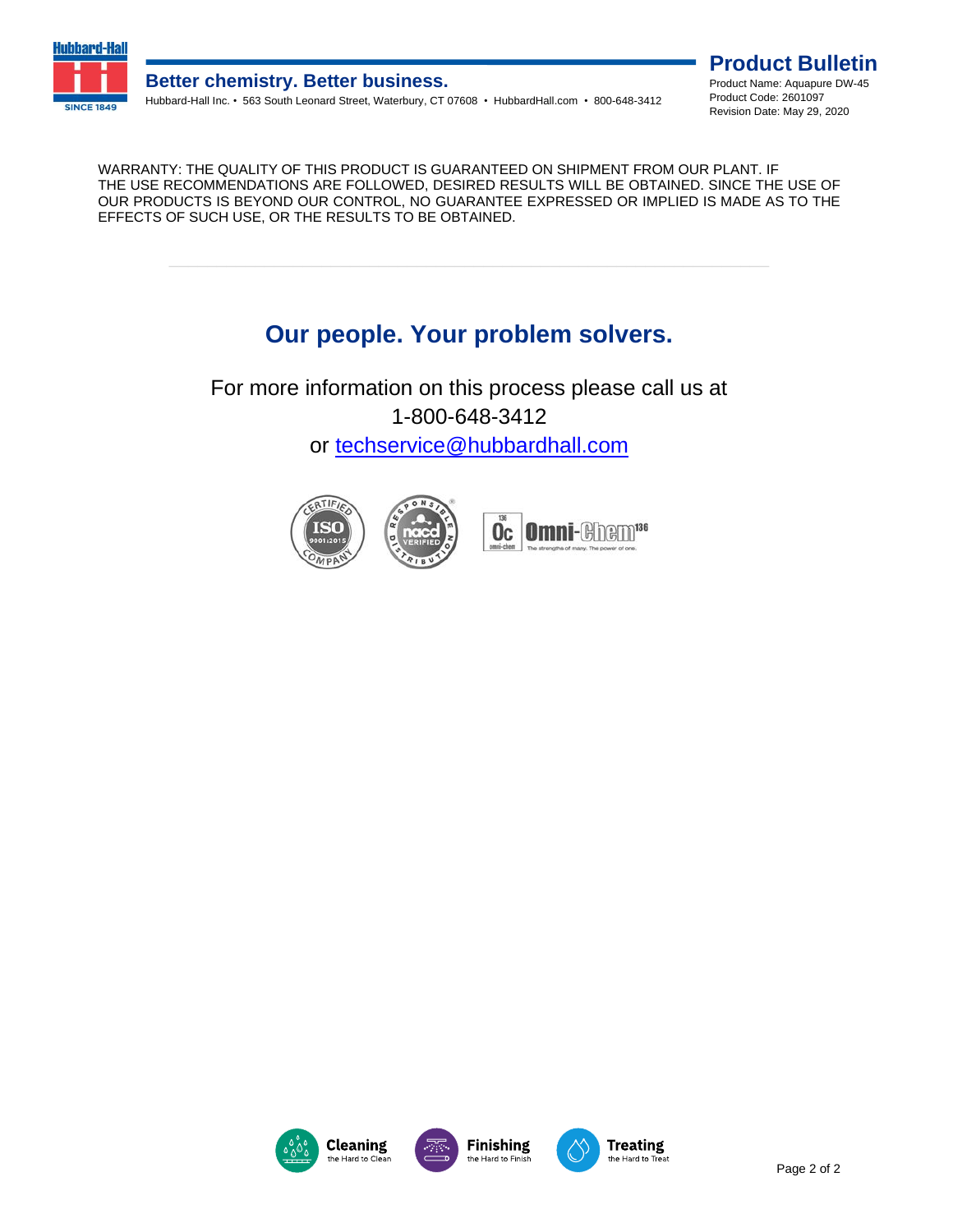WARRANTY: THE QUALITY OF THIS PRODUCT IS GUARANTEED ON SHIPMENT FROM OUR PLANT. IF THE USE RECOMMENDATIONS ARE FOLLOWED, DESIRED RESULTS WILL BE OBTAINED. SINCE THE USE OF OUR PRODUCTS IS BEYOND OUR CONTROL, NO GUARANTEE EXPRESSED OR IMPLIED IS MADE AS TO THE EFFECTS OF SUCH USE, OR THE RESULTS TO BE OBTAINED.

---

## Our people. Your problem solvers.

For more information on this process please call us at
1-800-648-3412
or techservice@hubbardhall.com